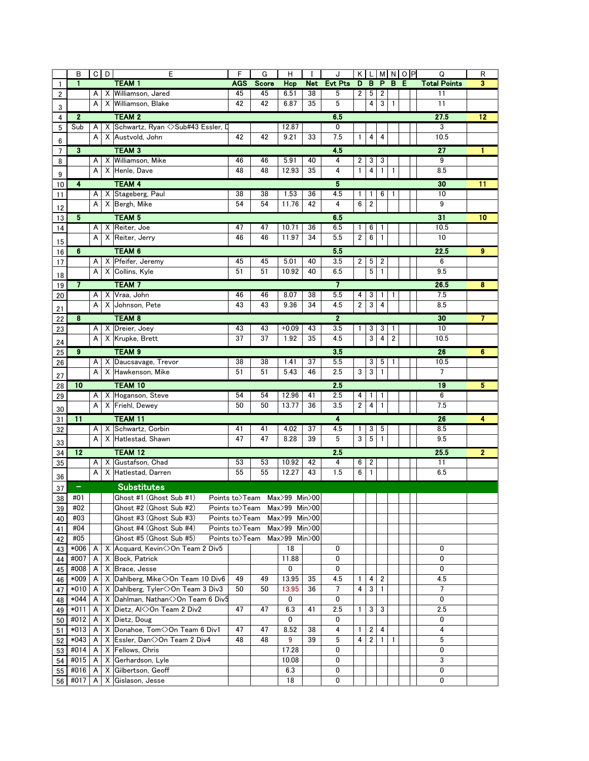| | B | C | D | E | F | G | H | I | J | K | L | M | N | O | P | Q | R |
|---|---|---|---|---|---|---|---|---|---|---|---|---|---|---|---|---|---|
| 1 | 1 | | | TEAM 1 | AGS | Score | Hcp | Net | Evt Pts | D | B | P | B | E | | Total Points | 3 |
| 2 | | A | X | Williamson, Jared | 45 | 45 | 6.51 | 38 | 5 | 2 | 5 | 2 | | | | 11 | |
| 3 | | A | X | Williamson, Blake | 42 | 42 | 6.87 | 35 | 5 | | 4 | 3 | 1 | | | 11 | |
| 4 | 2 | | | TEAM 2 | | | | | 6.5 | | | | | | | 27.5 | 12 |
| 5 | Sub | A | X | Schwartz, Ryan <>Sub#43 Essler, D | | | 12.87 | | 0 | | | | | | | 3 | |
| 6 | | A | X | Austvold, John | 42 | 42 | 9.21 | 33 | 7.5 | 1 | 4 | 4 | | | | 10.5 | |
| 7 | 3 | | | TEAM 3 | | | | | 4.5 | | | | | | | 27 | 1 |
| 8 | | A | X | Williamson, Mike | 46 | 46 | 5.91 | 40 | 4 | 2 | 3 | 3 | | | | 9 | |
| 9 | | A | X | Henle, Dave | 48 | 48 | 12.93 | 35 | 4 | 1 | 4 | 1 | 1 | | | 8.5 | |
| 10 | 4 | | | TEAM 4 | | | | | 5 | | | | | | | 30 | 11 |
| 11 | | A | X | Stageberg, Paul | 38 | 38 | 1.53 | 36 | 4.5 | 1 | 1 | 6 | 1 | | | 10 | |
| 12 | | A | X | Bergh, Mike | 54 | 54 | 11.76 | 42 | 4 | 6 | 2 | | | | | 9 | |
| 13 | 5 | | | TEAM 5 | | | | | 6.5 | | | | | | | 31 | 10 |
| 14 | | A | X | Reiter, Joe | 47 | 47 | 10.71 | 36 | 6.5 | 1 | 6 | 1 | | | | 10.5 | |
| 15 | | A | X | Reiter, Jerry | 46 | 46 | 11.97 | 34 | 5.5 | 2 | 6 | 1 | | | | 10 | |
| 16 | 6 | | | TEAM 6 | | | | | 5.5 | | | | | | | 22.5 | 9 |
| 17 | | A | X | Pfeifer, Jeremy | 45 | 45 | 5.01 | 40 | 3.5 | 2 | 5 | 2 | | | | 6 | |
| 18 | | A | X | Collins, Kyle | 51 | 51 | 10.92 | 40 | 6.5 | | 5 | 1 | | | | 9.5 | |
| 19 | 7 | | | TEAM 7 | | | | | 7 | | | | | | | 26.5 | 8 |
| 20 | | A | X | Vraa, John | 46 | 46 | 8.07 | 38 | 5.5 | 4 | 3 | 1 | 1 | | | 7.5 | |
| 21 | | A | X | Johnson, Pete | 43 | 43 | 9.36 | 34 | 4.5 | 2 | 3 | 4 | | | | 8.5 | |
| 22 | 8 | | | TEAM 8 | | | | | 2 | | | | | | | 30 | 7 |
| 23 | | A | X | Dreier, Joey | 43 | 43 | +0.09 | 43 | 3.5 | 1 | 3 | 3 | 1 | | | 10 | |
| 24 | | A | X | Krupke, Brett | 37 | 37 | 1.92 | 35 | 4.5 | | 3 | 4 | 2 | | | 10.5 | |
| 25 | 9 | | | TEAM 9 | | | | | 3.5 | | | | | | | 26 | 6 |
| 26 | | A | X | Daucsavage, Trevor | 38 | 38 | 1.41 | 37 | 5.5 | | 3 | 5 | 1 | | | 10.5 | |
| 27 | | A | X | Hawkenson, Mike | 51 | 51 | 5.43 | 46 | 2.5 | 3 | 3 | 1 | | | | 7 | |
| 28 | 10 | | | TEAM 10 | | | | | 2.5 | | | | | | | 19 | 5 |
| 29 | | A | X | Hoganson, Steve | 54 | 54 | 12.96 | 41 | 2.5 | 4 | 1 | 1 | | | | 6 | |
| 30 | | A | X | Friehl, Dewey | 50 | 50 | 13.77 | 36 | 3.5 | 2 | 4 | 1 | | | | 7.5 | |
| 31 | 11 | | | TEAM 11 | | | | | 4 | | | | | | | 26 | 4 |
| 32 | | A | X | Schwartz, Corbin | 41 | 41 | 4.02 | 37 | 4.5 | 1 | 3 | 5 | | | | 8.5 | |
| 33 | | A | X | Hatlestad, Shawn | 47 | 47 | 8.28 | 39 | 5 | 3 | 5 | 1 | | | | 9.5 | |
| 34 | 12 | | | TEAM 12 | | | | | 2.5 | | | | | | | 25.5 | 2 |
| 35 | | A | X | Gustafson, Chad | 53 | 53 | 10.92 | 42 | 4 | 6 | 2 | | | | | 11 | |
| 36 | | A | X | Hatlestad, Darren | 55 | 55 | 12.27 | 43 | 1.5 | 6 | 1 | | | | | 6.5 | |
| 37 | – | | | Substitutes | | | | | | | | | | | | | |
| 38 | #01 | | | Ghost #1 (Ghost Sub #1) | Points to>Team | | Max>99 | Min>00 | | | | | | | | | |
| 39 | #02 | | | Ghost #2 (Ghost Sub #2) | Points to>Team | | Max>99 | Min>00 | | | | | | | | | |
| 40 | #03 | | | Ghost #3 (Ghost Sub #3) | Points to>Team | | Max>99 | Min>00 | | | | | | | | | |
| 41 | #04 | | | Ghost #4 (Ghost Sub #4) | Points to>Team | | Max>99 | Min>00 | | | | | | | | | |
| 42 | #05 | | | Ghost #5 (Ghost Sub #5) | Points to>Team | | Max>99 | Min>00 | | | | | | | | | |
| 43 | *006 | A | X | Acquard, Kevin<>On Team 2 Div5 | | | 18 | | 0 | | | | | | | 0 | |
| 44 | #007 | A | X | Bock, Patrick | | | 11.88 | | 0 | | | | | | | 0 | |
| 45 | #008 | A | X | Brace, Jesse | | | 0 | | 0 | | | | | | | 0 | |
| 46 | *009 | A | X | Dahlberg, Mike<>On Team 10 Div6 | 49 | 49 | 13.95 | 35 | 4.5 | 1 | 4 | 2 | | | | 4.5 | |
| 47 | *010 | A | X | Dahlberg, Tyler<>On Team 3 Div3 | 50 | 50 | 13.95 | 36 | 7 | 4 | 3 | 1 | | | | 7 | |
| 48 | *044 | A | X | Dahlman, Nathan<>On Team 6 Div5 | | | 0 | | 0 | | | | | | | 0 | |
| 49 | *011 | A | X | Dietz, Al<>On Team 2 Div2 | 47 | 47 | 6.3 | 41 | 2.5 | 1 | 3 | 3 | | | | 2.5 | |
| 50 | #012 | A | X | Dietz, Doug | | | 0 | | 0 | | | | | | | 0 | |
| 51 | *013 | A | X | Donahoe, Tom<>On Team 6 Div1 | 47 | 47 | 8.52 | 38 | 4 | 1 | 2 | 4 | | | | 4 | |
| 52 | *043 | A | X | Essler, Dan<>On Team 2 Div4 | 48 | 48 | 9 | 39 | 5 | 4 | 2 | 1 | 1 | | | 5 | |
| 53 | #014 | A | X | Fellows, Chris | | | 17.28 | | 0 | | | | | | | 0 | |
| 54 | #015 | A | X | Gerhardson, Lyle | | | 10.08 | | 0 | | | | | | | 3 | |
| 55 | #016 | A | X | Gilbertson, Geoff | | | 6.3 | | 0 | | | | | | | 0 | |
| 56 | #017 | A | X | Gislason, Jesse | | | 18 | | 0 | | | | | | | 0 | |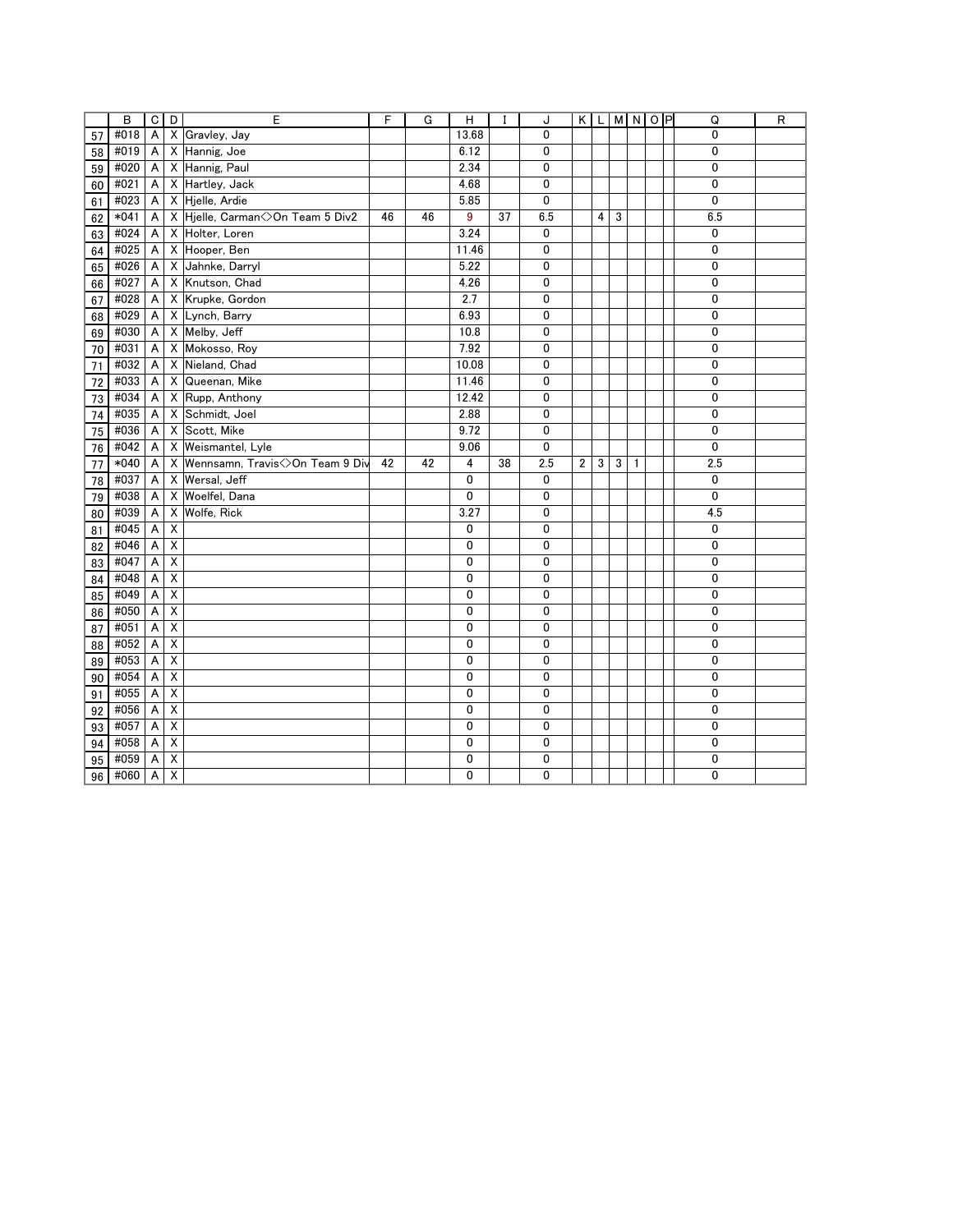| | B | C | D | E | F | G | H | I | J | K | L | M | N | O | P | Q | R |
|---|---|---|---|---|---|---|---|---|---|---|---|---|---|---|---|---|---|
| 57 | #018 | A | X | Gravley, Jay | | | 13.68 | | 0 | | | | | | | 0 | |
| 58 | #019 | A | X | Hannig, Joe | | | 6.12 | | 0 | | | | | | | 0 | |
| 59 | #020 | A | X | Hannig, Paul | | | 2.34 | | 0 | | | | | | | 0 | |
| 60 | #021 | A | X | Hartley, Jack | | | 4.68 | | 0 | | | | | | | 0 | |
| 61 | #023 | A | X | Hjelle, Ardie | | | 5.85 | | 0 | | | | | | | 0 | |
| 62 | *041 | A | X | Hjelle, Carman<>On Team 5 Div2 | 46 | 46 | 9 | 37 | 6.5 | | 4 | 3 | | | | 6.5 | |
| 63 | #024 | A | X | Holter, Loren | | | 3.24 | | 0 | | | | | | | 0 | |
| 64 | #025 | A | X | Hooper, Ben | | | 11.46 | | 0 | | | | | | | 0 | |
| 65 | #026 | A | X | Jahnke, Darryl | | | 5.22 | | 0 | | | | | | | 0 | |
| 66 | #027 | A | X | Knutson, Chad | | | 4.26 | | 0 | | | | | | | 0 | |
| 67 | #028 | A | X | Krupke, Gordon | | | 2.7 | | 0 | | | | | | | 0 | |
| 68 | #029 | A | X | Lynch, Barry | | | 6.93 | | 0 | | | | | | | 0 | |
| 69 | #030 | A | X | Melby, Jeff | | | 10.8 | | 0 | | | | | | | 0 | |
| 70 | #031 | A | X | Mokosso, Roy | | | 7.92 | | 0 | | | | | | | 0 | |
| 71 | #032 | A | X | Nieland, Chad | | | 10.08 | | 0 | | | | | | | 0 | |
| 72 | #033 | A | X | Queenan, Mike | | | 11.46 | | 0 | | | | | | | 0 | |
| 73 | #034 | A | X | Rupp, Anthony | | | 12.42 | | 0 | | | | | | | 0 | |
| 74 | #035 | A | X | Schmidt, Joel | | | 2.88 | | 0 | | | | | | | 0 | |
| 75 | #036 | A | X | Scott, Mike | | | 9.72 | | 0 | | | | | | | 0 | |
| 76 | #042 | A | X | Weismantel, Lyle | | | 9.06 | | 0 | | | | | | | 0 | |
| 77 | *040 | A | X | Wennsamn, Travis<>On Team 9 Div | 42 | 42 | 4 | 38 | 2.5 | 2 | 3 | 3 | 1 | | | 2.5 | |
| 78 | #037 | A | X | Wersal, Jeff | | | 0 | | 0 | | | | | | | 0 | |
| 79 | #038 | A | X | Woelfel, Dana | | | 0 | | 0 | | | | | | | 0 | |
| 80 | #039 | A | X | Wolfe, Rick | | | 3.27 | | 0 | | | | | | | 4.5 | |
| 81 | #045 | A | X | | | | 0 | | 0 | | | | | | | 0 | |
| 82 | #046 | A | X | | | | 0 | | 0 | | | | | | | 0 | |
| 83 | #047 | A | X | | | | 0 | | 0 | | | | | | | 0 | |
| 84 | #048 | A | X | | | | 0 | | 0 | | | | | | | 0 | |
| 85 | #049 | A | X | | | | 0 | | 0 | | | | | | | 0 | |
| 86 | #050 | A | X | | | | 0 | | 0 | | | | | | | 0 | |
| 87 | #051 | A | X | | | | 0 | | 0 | | | | | | | 0 | |
| 88 | #052 | A | X | | | | 0 | | 0 | | | | | | | 0 | |
| 89 | #053 | A | X | | | | 0 | | 0 | | | | | | | 0 | |
| 90 | #054 | A | X | | | | 0 | | 0 | | | | | | | 0 | |
| 91 | #055 | A | X | | | | 0 | | 0 | | | | | | | 0 | |
| 92 | #056 | A | X | | | | 0 | | 0 | | | | | | | 0 | |
| 93 | #057 | A | X | | | | 0 | | 0 | | | | | | | 0 | |
| 94 | #058 | A | X | | | | 0 | | 0 | | | | | | | 0 | |
| 95 | #059 | A | X | | | | 0 | | 0 | | | | | | | 0 | |
| 96 | #060 | A | X | | | | 0 | | 0 | | | | | | | 0 | |